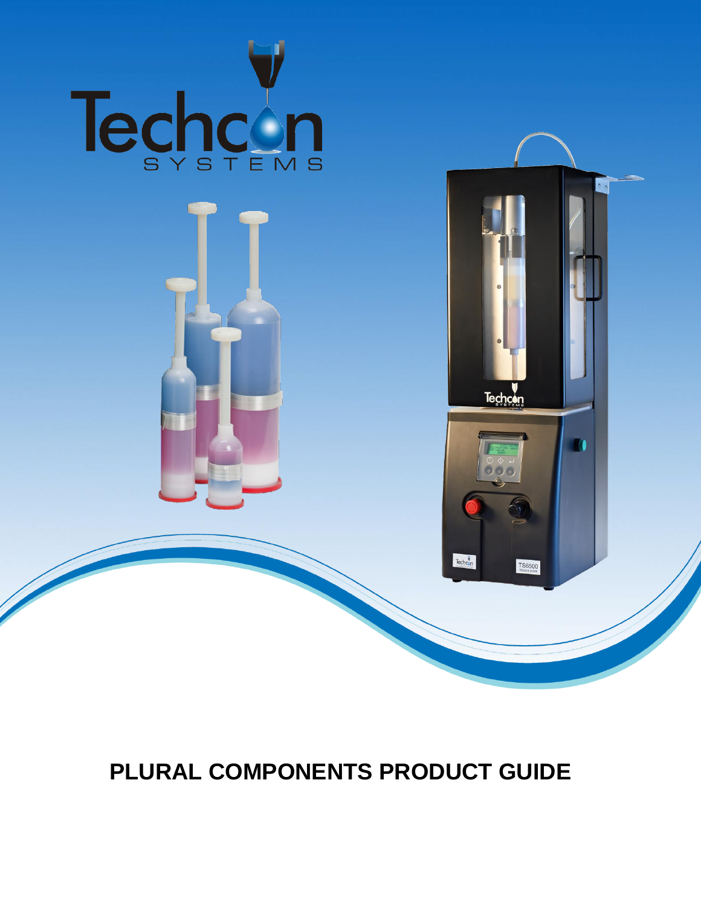Techcon SYSTEMS

# PLURAL COMPONENTS PRODUCT GUIDE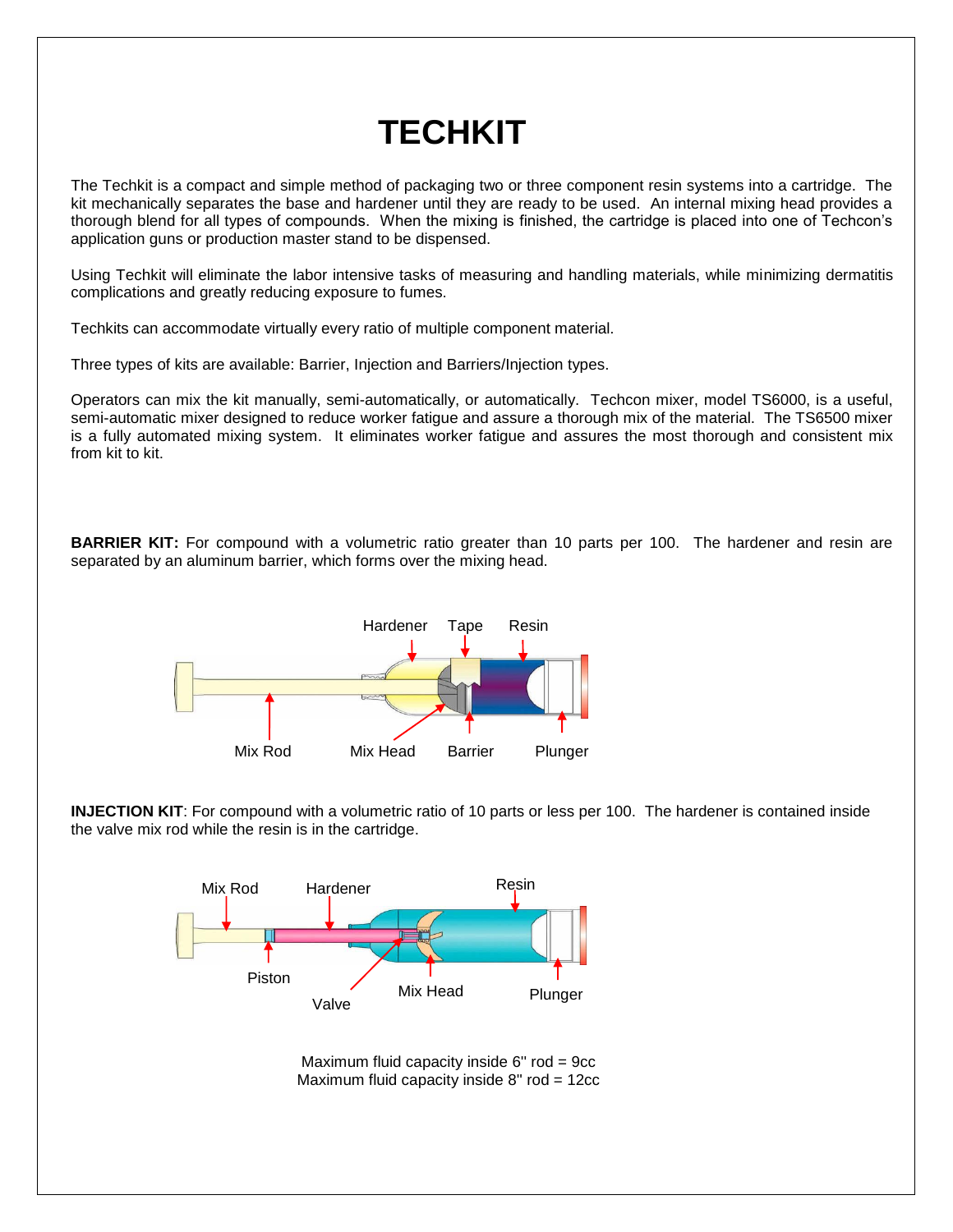# TECHKIT

The Techkit is a compact and simple method of packaging two or three component resin systems into a cartridge. The kit mechanically separates the base and hardener until they are ready to be used. An internal mixing head provides a thorough blend for all types of compounds. When the mixing is finished, the cartridge is placed into one of Techcon's application guns or production master stand to be dispensed.

Using Techkit will eliminate the labor intensive tasks of measuring and handling materials, while minimizing dermatitis complications and greatly reducing exposure to fumes.

Techkits can accommodate virtually every ratio of multiple component material.

Three types of kits are available: Barrier, Injection and Barriers/Injection types.

Operators can mix the kit manually, semi-automatically, or automatically. Techcon mixer, model TS6000, is a useful, semi-automatic mixer designed to reduce worker fatigue and assure a thorough mix of the material. The TS6500 mixer is a fully automated mixing system. It eliminates worker fatigue and assures the most thorough and consistent mix from kit to kit.

**BARRIER KIT:** For compound with a volumetric ratio greater than 10 parts per 100. The hardener and resin are separated by an aluminum barrier, which forms over the mixing head.

Hardener Tape Resin

Mix Rod Mix Head Barrier Plunger

**INJECTION KIT**: For compound with a volumetric ratio of 10 parts or less per 100. The hardener is contained inside the valve mix rod while the resin is in the cartridge.

Mix Rod Hardener Resin

Piston Valve Mix Head Plunger

Maximum fluid capacity inside 6" rod = 9cc
Maximum fluid capacity inside 8" rod = 12cc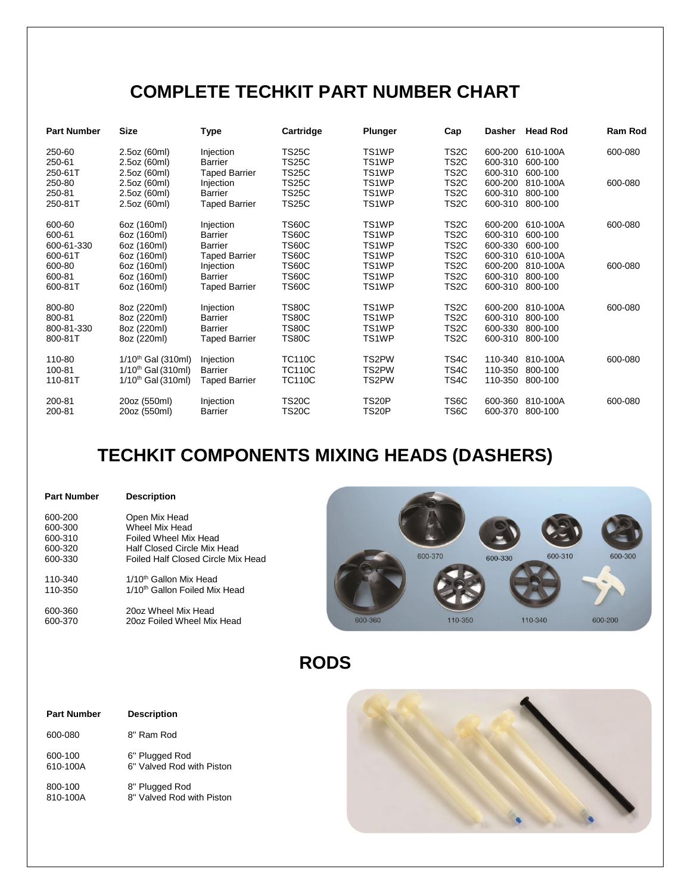# COMPLETE TECHKIT PART NUMBER CHART

| Part Number | Size | Type | Cartridge | Plunger | Cap | Dasher | Head Rod | Ram Rod |
|---|---|---|---|---|---|---|---|---|
| 250-60 | 2.5oz (60ml) | Injection | TS25C | TS1WP | TS2C | 600-200 | 610-100A | 600-080 |
| 250-61 | 2.5oz (60ml) | Barrier | TS25C | TS1WP | TS2C | 600-310 | 600-100 | |
| 250-61T | 2.5oz (60ml) | Taped Barrier | TS25C | TS1WP | TS2C | 600-310 | 600-100 | |
| 250-80 | 2.5oz (60ml) | Injection | TS25C | TS1WP | TS2C | 600-200 | 810-100A | 600-080 |
| 250-81 | 2.5oz (60ml) | Barrier | TS25C | TS1WP | TS2C | 600-310 | 800-100 | |
| 250-81T | 2.5oz (60ml) | Taped Barrier | TS25C | TS1WP | TS2C | 600-310 | 800-100 | |
| 600-60 | 6oz (160ml) | Injection | TS60C | TS1WP | TS2C | 600-200 | 610-100A | 600-080 |
| 600-61 | 6oz (160ml) | Barrier | TS60C | TS1WP | TS2C | 600-310 | 600-100 | |
| 600-61-330 | 6oz (160ml) | Barrier | TS60C | TS1WP | TS2C | 600-330 | 600-100 | |
| 600-61T | 6oz (160ml) | Taped Barrier | TS60C | TS1WP | TS2C | 600-310 | 610-100A | |
| 600-80 | 6oz (160ml) | Injection | TS60C | TS1WP | TS2C | 600-200 | 810-100A | 600-080 |
| 600-81 | 6oz (160ml) | Barrier | TS60C | TS1WP | TS2C | 600-310 | 800-100 | |
| 600-81T | 6oz (160ml) | Taped Barrier | TS60C | TS1WP | TS2C | 600-310 | 800-100 | |
| 800-80 | 8oz (220ml) | Injection | TS80C | TS1WP | TS2C | 600-200 | 810-100A | 600-080 |
| 800-81 | 8oz (220ml) | Barrier | TS80C | TS1WP | TS2C | 600-310 | 800-100 | |
| 800-81-330 | 8oz (220ml) | Barrier | TS80C | TS1WP | TS2C | 600-330 | 800-100 | |
| 800-81T | 8oz (220ml) | Taped Barrier | TS80C | TS1WP | TS2C | 600-310 | 800-100 | |
| 110-80 | 1/10th Gal (310ml) | Injection | TC110C | TS2PW | TS4C | 110-340 | 810-100A | 600-080 |
| 100-81 | 1/10th Gal (310ml) | Barrier | TC110C | TS2PW | TS4C | 110-350 | 800-100 | |
| 110-81T | 1/10th Gal (310ml) | Taped Barrier | TC110C | TS2PW | TS4C | 110-350 | 800-100 | |
| 200-81 | 20oz (550ml) | Injection | TS20C | TS20P | TS6C | 600-360 | 810-100A | 600-080 |
| 200-81 | 20oz (550ml) | Barrier | TS20C | TS20P | TS6C | 600-370 | 800-100 | |

# TECHKIT COMPONENTS MIXING HEADS (DASHERS)

| Part Number | Description |
|---|---|
| 600-200 | Open Mix Head |
| 600-300 | Wheel Mix Head |
| 600-310 | Foiled Wheel Mix Head |
| 600-320 | Half Closed Circle Mix Head |
| 600-330 | Foiled Half Closed Circle Mix Head |
| 110-340 | 1/10th Gallon Mix Head |
| 110-350 | 1/10th Gallon Foiled Mix Head |
| 600-360 | 20oz Wheel Mix Head |
| 600-370 | 20oz Foiled Wheel Mix Head |

600-370 600-330 600-310 600-300

600-360 110-350 110-340 600-200

# RODS

| Part Number | Description |
|---|---|
| 600-080 | 8" Ram Rod |
| 600-100 | 6" Plugged Rod |
| 610-100A | 6" Valved Rod with Piston |
| 800-100 | 8" Plugged Rod |
| 810-100A | 8" Valved Rod with Piston |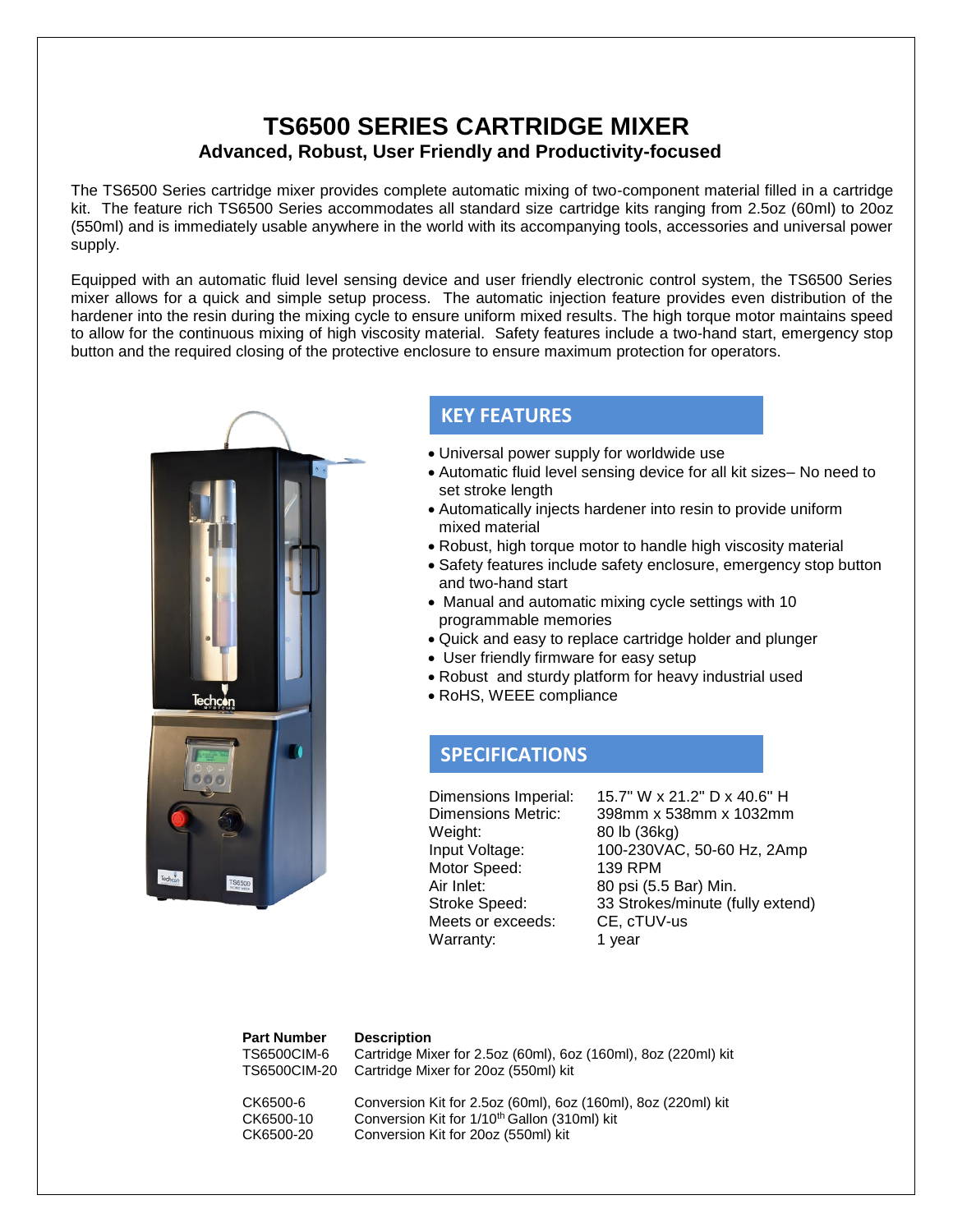# TS6500 SERIES CARTRIDGE MIXER

**Advanced, Robust, User Friendly and Productivity-focused**

The TS6500 Series cartridge mixer provides complete automatic mixing of two-component material filled in a cartridge kit. The feature rich TS6500 Series accommodates all standard size cartridge kits ranging from 2.5oz (60ml) to 20oz (550ml) and is immediately usable anywhere in the world with its accompanying tools, accessories and universal power supply.

Equipped with an automatic fluid level sensing device and user friendly electronic control system, the TS6500 Series mixer allows for a quick and simple setup process. The automatic injection feature provides even distribution of the hardener into the resin during the mixing cycle to ensure uniform mixed results. The high torque motor maintains speed to allow for the continuous mixing of high viscosity material. Safety features include a two-hand start, emergency stop button and the required closing of the protective enclosure to ensure maximum protection for operators.

## KEY FEATURES

- Universal power supply for worldwide use
- Automatic fluid level sensing device for all kit sizes– No need to set stroke length
- Automatically injects hardener into resin to provide uniform mixed material
- Robust, high torque motor to handle high viscosity material
- Safety features include safety enclosure, emergency stop button and two-hand start
- Manual and automatic mixing cycle settings with 10 programmable memories
- Quick and easy to replace cartridge holder and plunger
- User friendly firmware for easy setup
- Robust and sturdy platform for heavy industrial used
- RoHS, WEEE compliance

## SPECIFICATIONS

| | |
|---|---|
| Dimensions Imperial: | 15.7" W x 21.2" D x 40.6" H |
| Dimensions Metric: | 398mm x 538mm x 1032mm |
| Weight: | 80 lb (36kg) |
| Input Voltage: | 100-230VAC, 50-60 Hz, 2Amp |
| Motor Speed: | 139 RPM |
| Air Inlet: | 80 psi (5.5 Bar) Min. |
| Stroke Speed: | 33 Strokes/minute (fully extend) |
| Meets or exceeds: | CE, cTUV-us |
| Warranty: | 1 year |

| Part Number | Description |
|---|---|
| TS6500CIM-6 | Cartridge Mixer for 2.5oz (60ml), 6oz (160ml), 8oz (220ml) kit |
| TS6500CIM-20 | Cartridge Mixer for 20oz (550ml) kit |
| CK6500-6 | Conversion Kit for 2.5oz (60ml), 6oz (160ml), 8oz (220ml) kit |
| CK6500-10 | Conversion Kit for 1/10th Gallon (310ml) kit |
| CK6500-20 | Conversion Kit for 20oz (550ml) kit |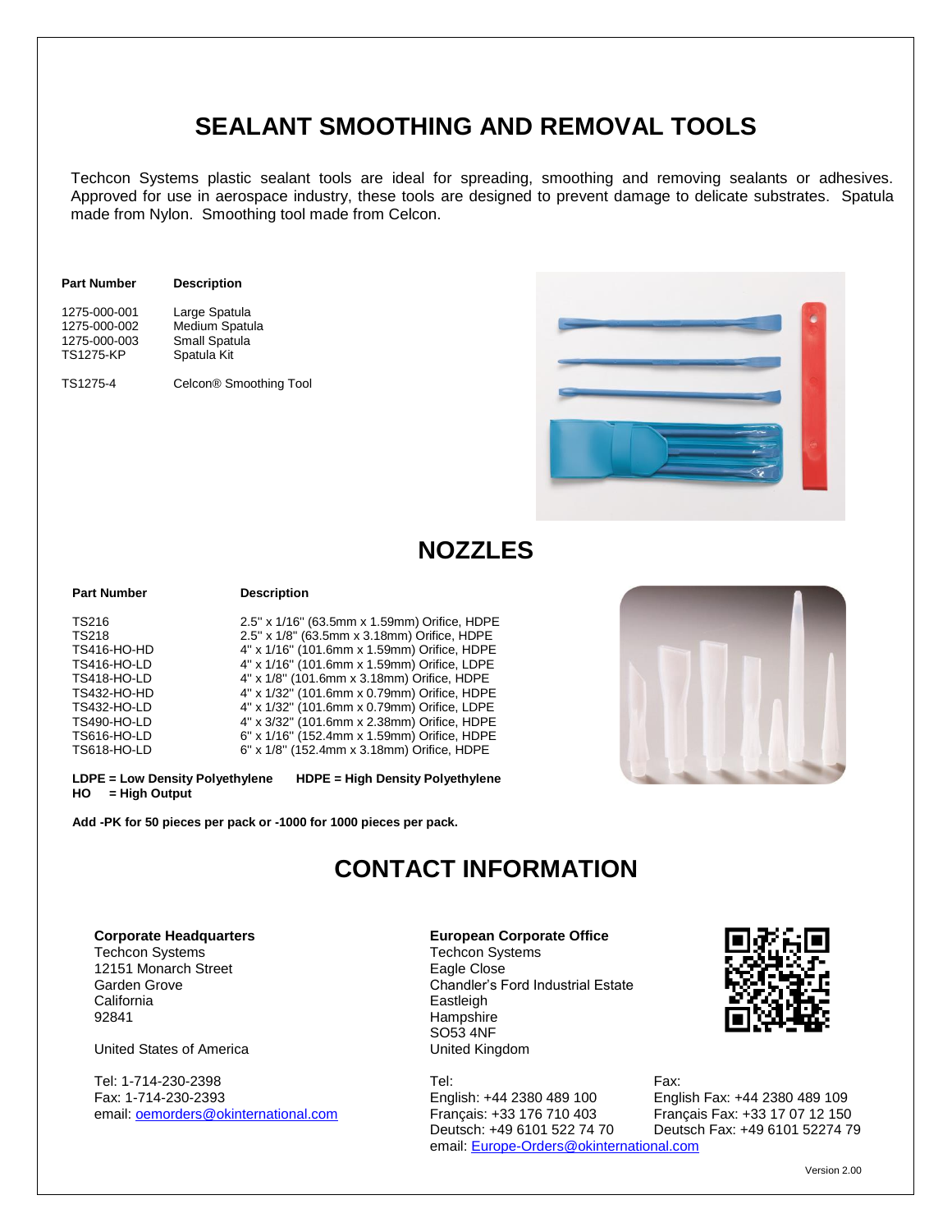# SEALANT SMOOTHING AND REMOVAL TOOLS

Techcon Systems plastic sealant tools are ideal for spreading, smoothing and removing sealants or adhesives. Approved for use in aerospace industry, these tools are designed to prevent damage to delicate substrates. Spatula made from Nylon. Smoothing tool made from Celcon.

| Part Number | Description |
|---|---|
| 1275-000-001 | Large Spatula |
| 1275-000-002 | Medium Spatula |
| 1275-000-003 | Small Spatula |
| TS1275-KP | Spatula Kit |
| TS1275-4 | Celcon® Smoothing Tool |

# NOZZLES

| Part Number | Description |
|---|---|
| TS216 | 2.5" x 1/16" (63.5mm x 1.59mm) Orifice, HDPE |
| TS218 | 2.5" x 1/8" (63.5mm x 3.18mm) Orifice, HDPE |
| TS416-HO-HD | 4" x 1/16" (101.6mm x 1.59mm) Orifice, HDPE |
| TS416-HO-LD | 4" x 1/16" (101.6mm x 1.59mm) Orifice, LDPE |
| TS418-HO-LD | 4" x 1/8" (101.6mm x 3.18mm) Orifice, HDPE |
| TS432-HO-HD | 4" x 1/32" (101.6mm x 0.79mm) Orifice, HDPE |
| TS432-HO-LD | 4" x 1/32" (101.6mm x 0.79mm) Orifice, LDPE |
| TS490-HO-LD | 4" x 3/32" (101.6mm x 2.38mm) Orifice, HDPE |
| TS616-HO-LD | 6" x 1/16" (152.4mm x 1.59mm) Orifice, HDPE |
| TS618-HO-LD | 6" x 1/8" (152.4mm x 3.18mm) Orifice, HDPE |

**LDPE = Low Density Polyethylene** **HDPE = High Density Polyethylene**
**HO = High Output**

**Add -PK for 50 pieces per pack or -1000 for 1000 pieces per pack.**

# CONTACT INFORMATION

**Corporate Headquarters**
Techcon Systems
12151 Monarch Street
Garden Grove
California
92841

United States of America

Tel: 1-714-230-2398
Fax: 1-714-230-2393
email: oemorders@okinternational.com

**European Corporate Office**
Techcon Systems
Eagle Close
Chandler's Ford Industrial Estate
Eastleigh
Hampshire
SO53 4NF
United Kingdom

Tel:
English: +44 2380 489 100
Français: +33 176 710 403
Deutsch: +49 6101 522 74 70

Fax:
English Fax: +44 2380 489 109
Français Fax: +33 17 07 12 150
Deutsch Fax: +49 6101 52274 79

email: Europe-Orders@okinternational.com

Version 2.00